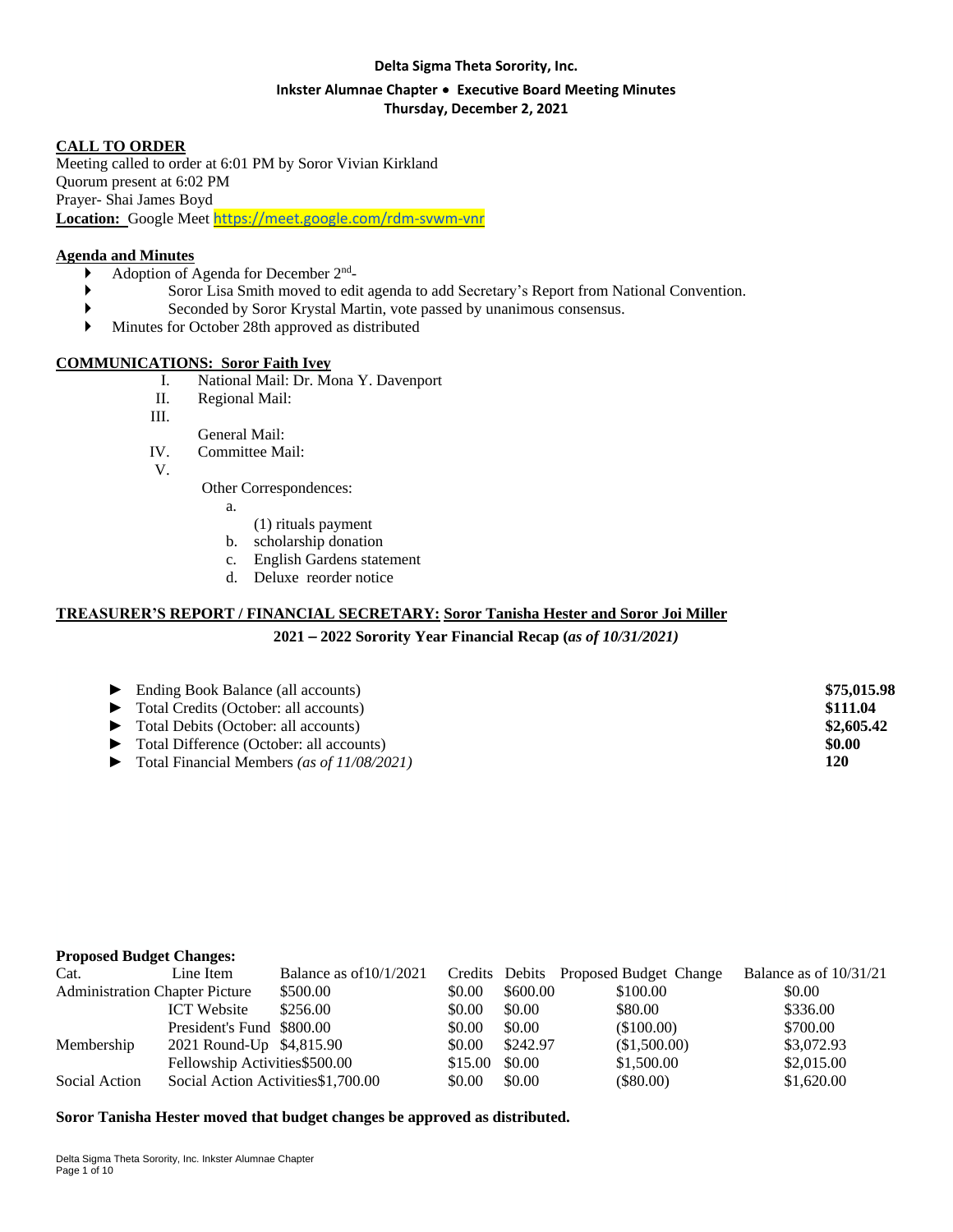**Delta Sigma Theta Sorority, Inc.**

**Inkster Alumnae Chapter • Executive Board Meeting Minutes**
**Thursday, December 2, 2021**

## CALL TO ORDER

Meeting called to order at 6:01 PM by Soror Vivian Kirkland
Quorum present at 6:02 PM
Prayer- Shai James Boyd
**Location:** Google Meet https://meet.google.com/rdm-svwm-vnr

## Agenda and Minutes

- Adoption of Agenda for December 2nd-
- Soror Lisa Smith moved to edit agenda to add Secretary's Report from National Convention.
- Seconded by Soror Krystal Martin, vote passed by unanimous consensus.
- Minutes for October 28th approved as distributed

## COMMUNICATIONS: Soror Faith Ivey

I. National Mail: Dr. Mona Y. Davenport
II. Regional Mail:
III. General Mail:
IV. Committee Mail:
V. Other Correspondences:
   a. (1) rituals payment
   b. scholarship donation
   c. English Gardens statement
   d. Deluxe reorder notice

## TREASURER'S REPORT / FINANCIAL SECRETARY: Soror Tanisha Hester and Soror Joi Miller

**2021 – 2022 Sorority Year Financial Recap (*as of 10/31/2021)***

| | |
|---|---|
| ► Ending Book Balance (all accounts) | **$75,015.98** |
| ► Total Credits (October: all accounts) | **$111.04** |
| ► Total Debits (October: all accounts) | **$2,605.42** |
| ► Total Difference (October: all accounts) | **$0.00** |
| ► Total Financial Members *(as of 11/08/2021)* | **120** |

**Proposed Budget Changes:**

| Cat. | Line Item | Balance as of10/1/2021 | Credits | Debits | Proposed Budget Change | Balance as of 10/31/21 |
|---|---|---|---|---|---|---|
| Administration | Chapter Picture | $500.00 | $0.00 | $600.00 | $100.00 | $0.00 |
| | ICT Website | $256.00 | $0.00 | $0.00 | $80.00 | $336.00 |
| | President's Fund | $800.00 | $0.00 | $0.00 | ($100.00) | $700.00 |
| Membership | 2021 Round-Up | $4,815.90 | $0.00 | $242.97 | ($1,500.00) | $3,072.93 |
| | Fellowship Activities | $500.00 | $15.00 | $0.00 | $1,500.00 | $2,015.00 |
| Social Action | Social Action Activities | $1,700.00 | $0.00 | $0.00 | ($80.00) | $1,620.00 |

**Soror Tanisha Hester moved that budget changes be approved as distributed.**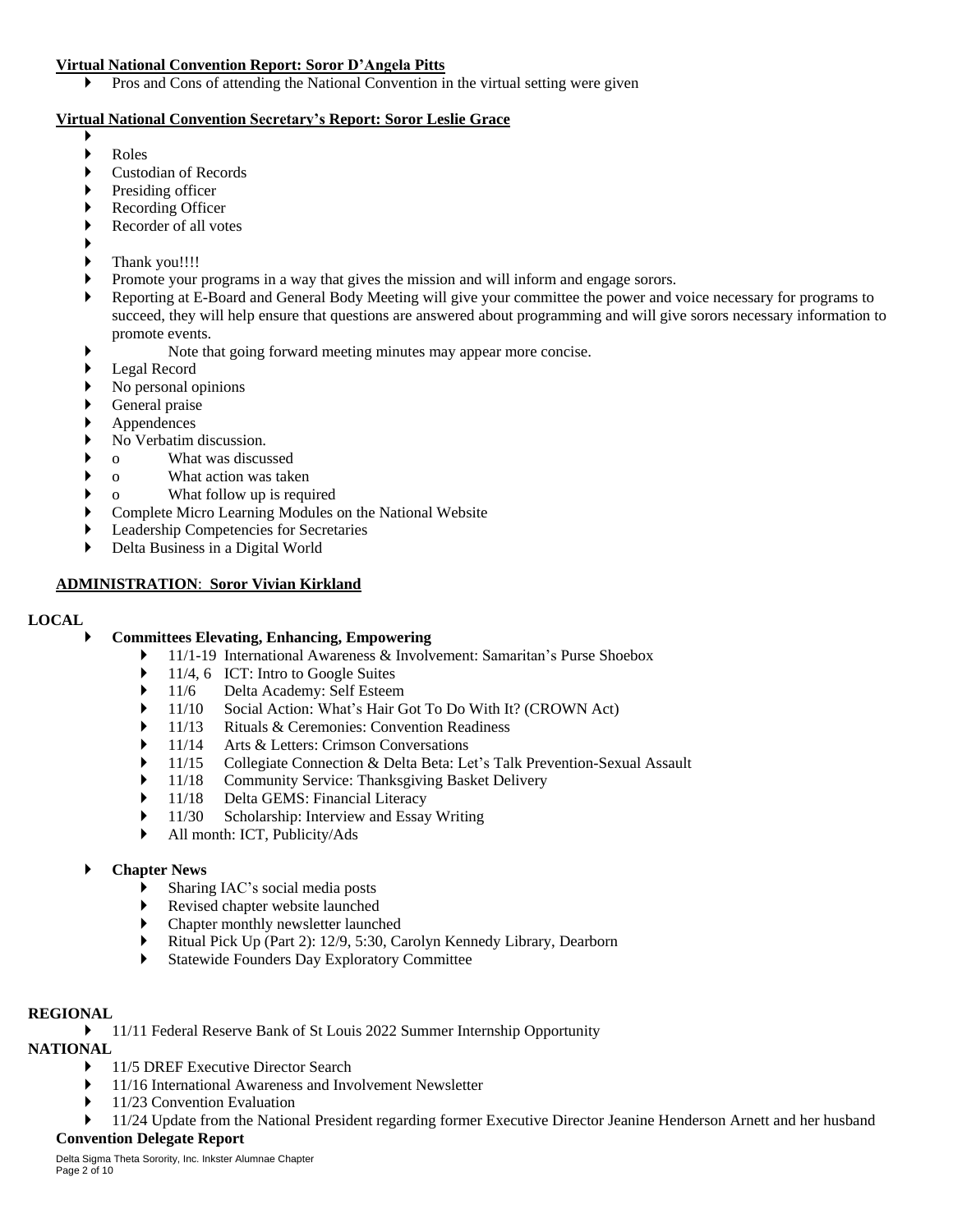**Virtual National Convention Report: Soror D'Angela Pitts**

- Pros and Cons of attending the National Convention in the virtual setting were given

**Virtual National Convention Secretary's Report: Soror Leslie Grace**

- 
- Roles
- Custodian of Records
- Presiding officer
- Recording Officer
- Recorder of all votes
- 
- Thank you!!!!
- Promote your programs in a way that gives the mission and will inform and engage sorors.
- Reporting at E-Board and General Body Meeting will give your committee the power and voice necessary for programs to succeed, they will help ensure that questions are answered about programming and will give sorors necessary information to promote events.
- Note that going forward meeting minutes may appear more concise.
- Legal Record
- No personal opinions
- General praise
- Appendences
- No Verbatim discussion.
- o What was discussed
- o What action was taken
- o What follow up is required
- Complete Micro Learning Modules on the National Website
- Leadership Competencies for Secretaries
- Delta Business in a Digital World

**ADMINISTRATION: Soror Vivian Kirkland**

**LOCAL**

- **Committees Elevating, Enhancing, Empowering**
  - 11/1-19 International Awareness & Involvement: Samaritan's Purse Shoebox
  - 11/4, 6 ICT: Intro to Google Suites
  - 11/6 Delta Academy: Self Esteem
  - 11/10 Social Action: What's Hair Got To Do With It? (CROWN Act)
  - 11/13 Rituals & Ceremonies: Convention Readiness
  - 11/14 Arts & Letters: Crimson Conversations
  - 11/15 Collegiate Connection & Delta Beta: Let's Talk Prevention-Sexual Assault
  - 11/18 Community Service: Thanksgiving Basket Delivery
  - 11/18 Delta GEMS: Financial Literacy
  - 11/30 Scholarship: Interview and Essay Writing
  - All month: ICT, Publicity/Ads

- **Chapter News**
  - Sharing IAC's social media posts
  - Revised chapter website launched
  - Chapter monthly newsletter launched
  - Ritual Pick Up (Part 2): 12/9, 5:30, Carolyn Kennedy Library, Dearborn
  - Statewide Founders Day Exploratory Committee

**REGIONAL**

- 11/11 Federal Reserve Bank of St Louis 2022 Summer Internship Opportunity

**NATIONAL**

- 11/5 DREF Executive Director Search
- 11/16 International Awareness and Involvement Newsletter
- 11/23 Convention Evaluation
- 11/24 Update from the National President regarding former Executive Director Jeanine Henderson Arnett and her husband

**Convention Delegate Report**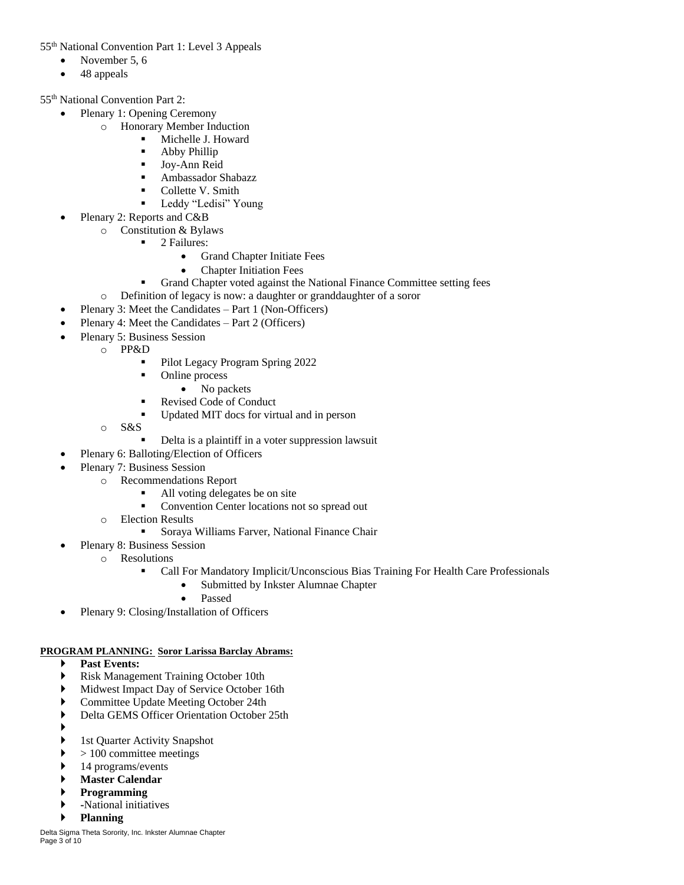55th National Convention Part 1: Level 3 Appeals

- November 5, 6
- 48 appeals

55th National Convention Part 2:

- Plenary 1: Opening Ceremony
  - Honorary Member Induction
    - Michelle J. Howard
    - Abby Phillip
    - Joy-Ann Reid
    - Ambassador Shabazz
    - Collette V. Smith
    - Leddy "Ledisi" Young
- Plenary 2: Reports and C&B
  - Constitution & Bylaws
    - 2 Failures:
      - Grand Chapter Initiate Fees
      - Chapter Initiation Fees
    - Grand Chapter voted against the National Finance Committee setting fees
  - Definition of legacy is now: a daughter or granddaughter of a soror
- Plenary 3: Meet the Candidates – Part 1 (Non-Officers)
- Plenary 4: Meet the Candidates – Part 2 (Officers)
- Plenary 5: Business Session
  - PP&D
    - Pilot Legacy Program Spring 2022
    - Online process
      - No packets
    - Revised Code of Conduct
    - Updated MIT docs for virtual and in person
  - S&S
    - Delta is a plaintiff in a voter suppression lawsuit
- Plenary 6: Balloting/Election of Officers
- Plenary 7: Business Session
  - Recommendations Report
    - All voting delegates be on site
    - Convention Center locations not so spread out
  - Election Results
    - Soraya Williams Farver, National Finance Chair
- Plenary 8: Business Session
  - Resolutions
    - Call For Mandatory Implicit/Unconscious Bias Training For Health Care Professionals
      - Submitted by Inkster Alumnae Chapter
      - Passed
- Plenary 9: Closing/Installation of Officers

**PROGRAM PLANNING: Soror Larissa Barclay Abrams:**

- **Past Events:**
- Risk Management Training October 10th
- Midwest Impact Day of Service October 16th
- Committee Update Meeting October 24th
- Delta GEMS Officer Orientation October 25th
- 
- 1st Quarter Activity Snapshot
- > 100 committee meetings
- 14 programs/events
- **Master Calendar**
- **Programming**
- -National initiatives
- **Planning**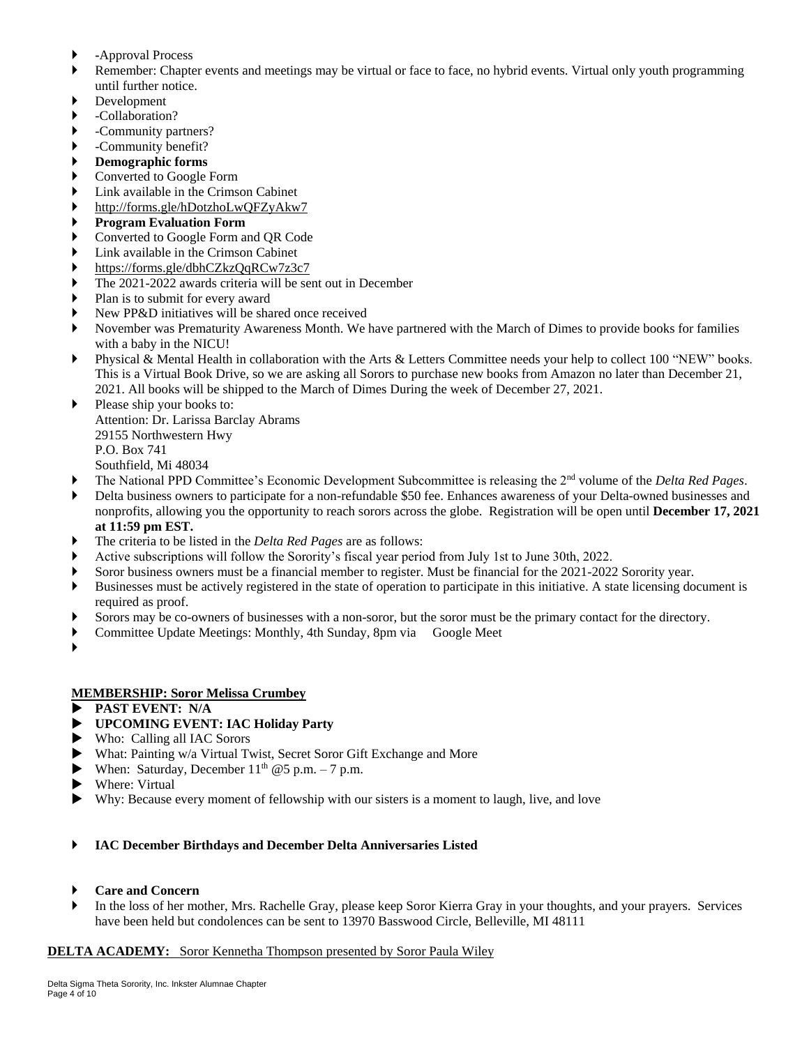- -Approval Process
- Remember: Chapter events and meetings may be virtual or face to face, no hybrid events. Virtual only youth programming until further notice.
- Development
- -Collaboration?
- -Community partners?
- -Community benefit?
- **Demographic forms**
- Converted to Google Form
- Link available in the Crimson Cabinet
- http://forms.gle/hDotzhoLwQFZyAkw7
- **Program Evaluation Form**
- Converted to Google Form and QR Code
- Link available in the Crimson Cabinet
- https://forms.gle/dbhCZkzQqRCw7z3c7
- The 2021-2022 awards criteria will be sent out in December
- Plan is to submit for every award
- New PP&D initiatives will be shared once received
- November was Prematurity Awareness Month. We have partnered with the March of Dimes to provide books for families with a baby in the NICU!
- Physical & Mental Health in collaboration with the Arts & Letters Committee needs your help to collect 100 "NEW" books. This is a Virtual Book Drive, so we are asking all Sorors to purchase new books from Amazon no later than December 21, 2021. All books will be shipped to the March of Dimes During the week of December 27, 2021.
- Please ship your books to:
  Attention: Dr. Larissa Barclay Abrams
  29155 Northwestern Hwy
  P.O. Box 741
  Southfield, Mi 48034
- The National PPD Committee's Economic Development Subcommittee is releasing the 2nd volume of the *Delta Red Pages*.
- Delta business owners to participate for a non-refundable $50 fee. Enhances awareness of your Delta-owned businesses and nonprofits, allowing you the opportunity to reach sorors across the globe. Registration will be open until **December 17, 2021 at 11:59 pm EST.**
- The criteria to be listed in the *Delta Red Pages* are as follows:
- Active subscriptions will follow the Sorority's fiscal year period from July 1st to June 30th, 2022.
- Soror business owners must be a financial member to register. Must be financial for the 2021-2022 Sorority year.
- Businesses must be actively registered in the state of operation to participate in this initiative. A state licensing document is required as proof.
- Sorors may be co-owners of businesses with a non-soror, but the soror must be the primary contact for the directory.
- Committee Update Meetings: Monthly, 4th Sunday, 8pm via Google Meet

**MEMBERSHIP: Soror Melissa Crumbey**

- **PAST EVENT: N/A**
- **UPCOMING EVENT: IAC Holiday Party**
- Who: Calling all IAC Sorors
- What: Painting w/a Virtual Twist, Secret Soror Gift Exchange and More
- When: Saturday, December 11th @5 p.m. – 7 p.m.
- Where: Virtual
- Why: Because every moment of fellowship with our sisters is a moment to laugh, live, and love

- **IAC December Birthdays and December Delta Anniversaries Listed**

- **Care and Concern**
- In the loss of her mother, Mrs. Rachelle Gray, please keep Soror Kierra Gray in your thoughts, and your prayers. Services have been held but condolences can be sent to 13970 Basswood Circle, Belleville, MI 48111

**DELTA ACADEMY:** Soror Kennetha Thompson presented by Soror Paula Wiley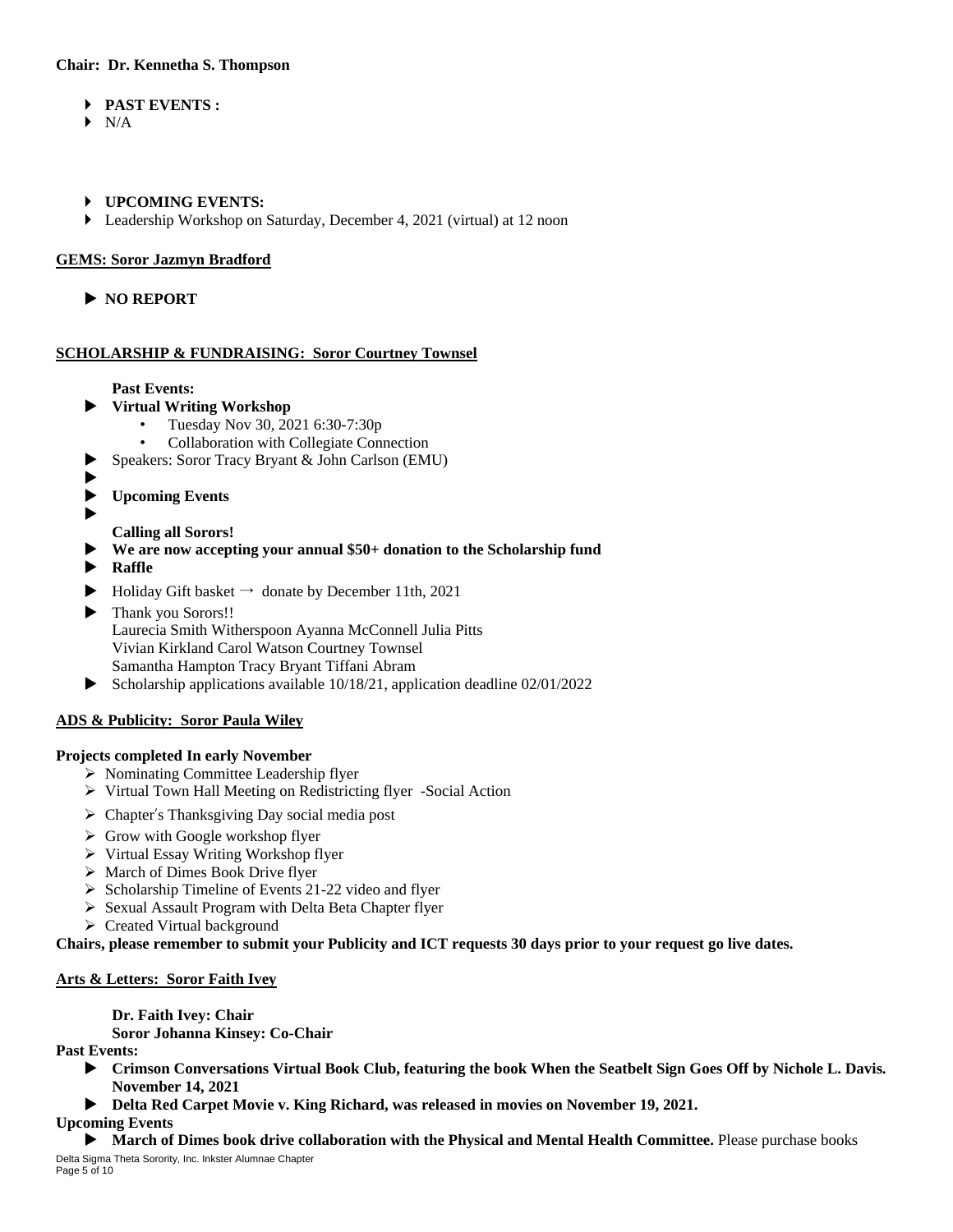**Chair: Dr. Kennetha S. Thompson**

- **PAST EVENTS :**
- N/A

- **UPCOMING EVENTS:**
- Leadership Workshop on Saturday, December 4, 2021 (virtual) at 12 noon

**GEMS: Soror Jazmyn Bradford**

- **NO REPORT**

**SCHOLARSHIP & FUNDRAISING: Soror Courtney Townsel**

**Past Events:**

- **Virtual Writing Workshop**
  - Tuesday Nov 30, 2021 6:30-7:30p
  - Collaboration with Collegiate Connection
- Speakers: Soror Tracy Bryant & John Carlson (EMU)
- **Upcoming Events**

**Calling all Sorors!**

- **We are now accepting your annual $50+ donation to the Scholarship fund**
- **Raffle**
- Holiday Gift basket → donate by December 11th, 2021
- Thank you Sorors!!
  Laurecia Smith Witherspoon Ayanna McConnell Julia Pitts
  Vivian Kirkland Carol Watson Courtney Townsel
  Samantha Hampton Tracy Bryant Tiffani Abram
- Scholarship applications available 10/18/21, application deadline 02/01/2022

**ADS & Publicity: Soror Paula Wiley**

**Projects completed In early November**

- Nominating Committee Leadership flyer
- Virtual Town Hall Meeting on Redistricting flyer -Social Action
- Chapter's Thanksgiving Day social media post
- Grow with Google workshop flyer
- Virtual Essay Writing Workshop flyer
- March of Dimes Book Drive flyer
- Scholarship Timeline of Events 21-22 video and flyer
- Sexual Assault Program with Delta Beta Chapter flyer
- Created Virtual background

**Chairs, please remember to submit your Publicity and ICT requests 30 days prior to your request go live dates.**

**Arts & Letters: Soror Faith Ivey**

**Dr. Faith Ivey: Chair**
**Soror Johanna Kinsey: Co-Chair**

**Past Events:**

- **Crimson Conversations Virtual Book Club, featuring the book When the Seatbelt Sign Goes Off by Nichole L. Davis. November 14, 2021**
- **Delta Red Carpet Movie v. King Richard, was released in movies on November 19, 2021.**

**Upcoming Events**

- **March of Dimes book drive collaboration with the Physical and Mental Health Committee.** Please purchase books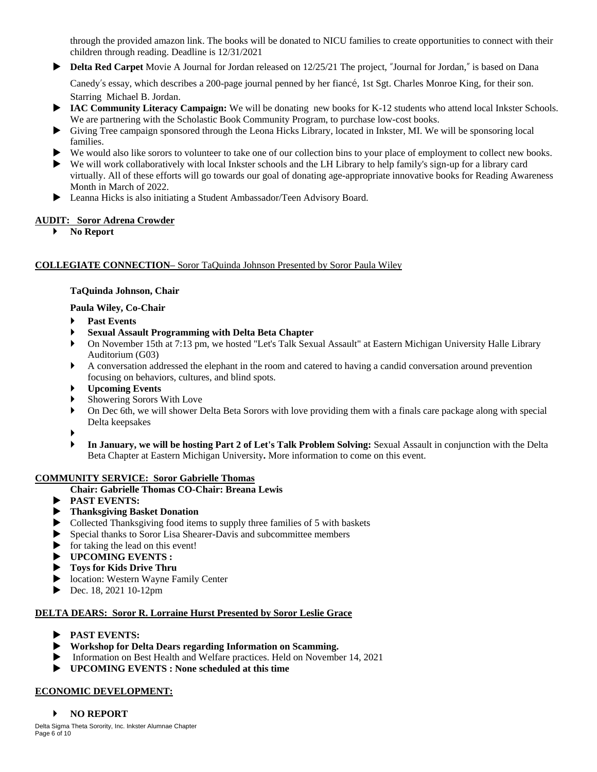through the provided amazon link. The books will be donated to NICU families to create opportunities to connect with their children through reading. Deadline is 12/31/2021

- **Delta Red Carpet** Movie A Journal for Jordan released on 12/25/21 The project, "Journal for Jordan," is based on Dana Canedy's essay, which describes a 200-page journal penned by her fiancé, 1st Sgt. Charles Monroe King, for their son. Starring Michael B. Jordan.
- **IAC Community Literacy Campaign:** We will be donating new books for K-12 students who attend local Inkster Schools. We are partnering with the Scholastic Book Community Program, to purchase low-cost books.
- Giving Tree campaign sponsored through the Leona Hicks Library, located in Inkster, MI. We will be sponsoring local families.
- We would also like sorors to volunteer to take one of our collection bins to your place of employment to collect new books.
- We will work collaboratively with local Inkster schools and the LH Library to help family's sign-up for a library card virtually. All of these efforts will go towards our goal of donating age-appropriate innovative books for Reading Awareness Month in March of 2022.
- Leanna Hicks is also initiating a Student Ambassador/Teen Advisory Board.

**AUDIT: Soror Adrena Crowder**

- **No Report**

**COLLEGIATE CONNECTION**– Soror TaQuinda Johnson Presented by Soror Paula Wiley

**TaQuinda Johnson, Chair**

**Paula Wiley, Co-Chair**

- **Past Events**
- **Sexual Assault Programming with Delta Beta Chapter**
- On November 15th at 7:13 pm, we hosted "Let's Talk Sexual Assault" at Eastern Michigan University Halle Library Auditorium (G03)
- A conversation addressed the elephant in the room and catered to having a candid conversation around prevention focusing on behaviors, cultures, and blind spots.
- **Upcoming Events**
- Showering Sorors With Love
- On Dec 6th, we will shower Delta Beta Sorors with love providing them with a finals care package along with special Delta keepsakes
- **In January, we will be hosting Part 2 of Let's Talk Problem Solving:** Sexual Assault in conjunction with the Delta Beta Chapter at Eastern Michigan University**.** More information to come on this event.

**COMMUNITY SERVICE: Soror Gabrielle Thomas**

**Chair: Gabrielle Thomas CO-Chair: Breana Lewis**

- **PAST EVENTS:**
- **Thanksgiving Basket Donation**
- Collected Thanksgiving food items to supply three families of 5 with baskets
- Special thanks to Soror Lisa Shearer-Davis and subcommittee members
- for taking the lead on this event!
- **UPCOMING EVENTS :**
- **Toys for Kids Drive Thru**
- location: Western Wayne Family Center
- Dec. 18, 2021 10-12pm

**DELTA DEARS: Soror R. Lorraine Hurst Presented by Soror Leslie Grace**

- **PAST EVENTS:**
- **Workshop for Delta Dears regarding Information on Scamming.**
- Information on Best Health and Welfare practices. Held on November 14, 2021
- **UPCOMING EVENTS : None scheduled at this time**

**ECONOMIC DEVELOPMENT:**

- **NO REPORT**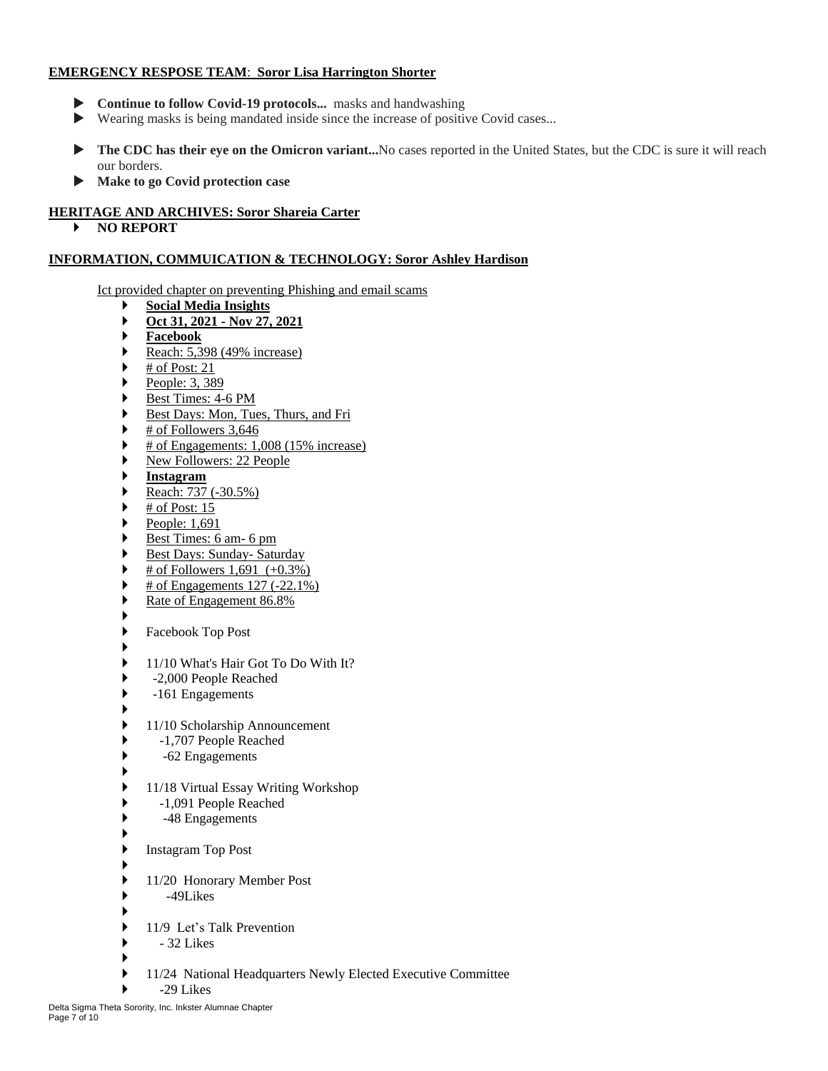**EMERGENCY RESPOSE TEAM**: **Soror Lisa Harrington Shorter**

- **Continue to follow Covid-19 protocols...** masks and handwashing
- Wearing masks is being mandated inside since the increase of positive Covid cases...
- **The CDC has their eye on the Omicron variant...**No cases reported in the United States, but the CDC is sure it will reach our borders.
- **Make to go Covid protection case**

**HERITAGE AND ARCHIVES: Soror Shareia Carter**

- **NO REPORT**

**INFORMATION, COMMUICATION & TECHNOLOGY: Soror Ashley Hardison**

Ict provided chapter on preventing Phishing and email scams

- **Social Media Insights**
- **Oct 31, 2021 - Nov 27, 2021**
- **Facebook**
- Reach: 5,398 (49% increase)
- # of Post: 21
- People: 3, 389
- Best Times: 4-6 PM
- Best Days: Mon, Tues, Thurs, and Fri
- # of Followers 3,646
- # of Engagements: 1,008 (15% increase)
- New Followers: 22 People
- **Instagram**
- Reach: 737 (-30.5%)
- # of Post: 15
- People: 1,691
- Best Times: 6 am- 6 pm
- Best Days: Sunday- Saturday
- # of Followers 1,691 (+0.3%)
- # of Engagements 127 (-22.1%)
- Rate of Engagement 86.8%
- 
- Facebook Top Post
- 
- 11/10 What's Hair Got To Do With It?
- -2,000 People Reached
- -161 Engagements
- 
- 11/10 Scholarship Announcement
- -1,707 People Reached
- -62 Engagements
- 
- 11/18 Virtual Essay Writing Workshop
- -1,091 People Reached
- -48 Engagements
- 
- Instagram Top Post
- 
- 11/20 Honorary Member Post
- -49Likes
- 
- 11/9 Let's Talk Prevention
- - 32 Likes
- 
- 11/24 National Headquarters Newly Elected Executive Committee
- -29 Likes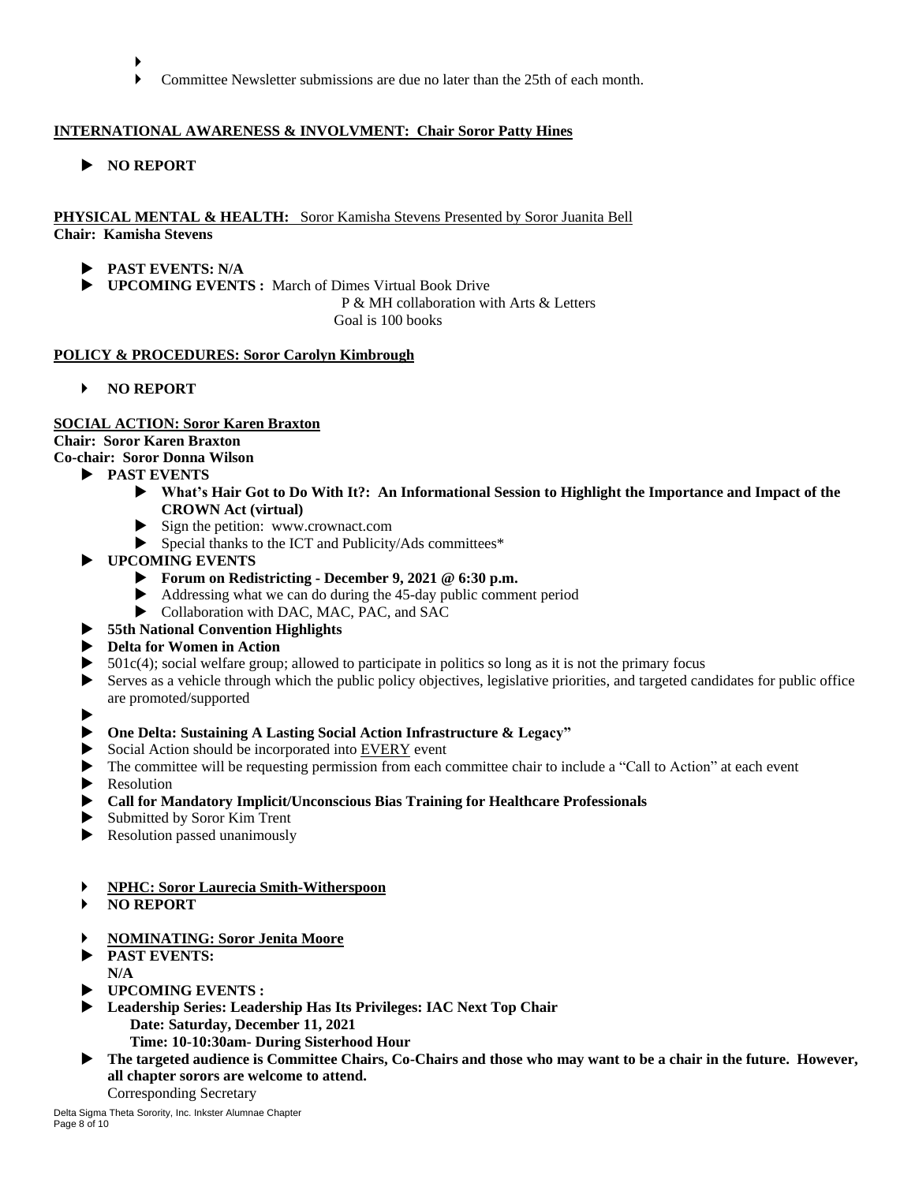- Committee Newsletter submissions are due no later than the 25th of each month.

**INTERNATIONAL AWARENESS & INVOLVMENT: Chair Soror Patty Hines**

- **NO REPORT**

**PHYSICAL MENTAL & HEALTH:** Soror Kamisha Stevens Presented by Soror Juanita Bell
**Chair: Kamisha Stevens**

- **PAST EVENTS: N/A**
- **UPCOMING EVENTS :** March of Dimes Virtual Book Drive
  P & MH collaboration with Arts & Letters
  Goal is 100 books

**POLICY & PROCEDURES: Soror Carolyn Kimbrough**

- **NO REPORT**

**SOCIAL ACTION: Soror Karen Braxton**
**Chair: Soror Karen Braxton**
**Co-chair: Soror Donna Wilson**

- **PAST EVENTS**
  - **What's Hair Got to Do With It?: An Informational Session to Highlight the Importance and Impact of the CROWN Act (virtual)**
  - Sign the petition: www.crownact.com
  - Special thanks to the ICT and Publicity/Ads committees*
- **UPCOMING EVENTS**
  - **Forum on Redistricting - December 9, 2021 @ 6:30 p.m.**
  - Addressing what we can do during the 45-day public comment period
  - Collaboration with DAC, MAC, PAC, and SAC
- **55th National Convention Highlights**
- **Delta for Women in Action**
- 501c(4); social welfare group; allowed to participate in politics so long as it is not the primary focus
- Serves as a vehicle through which the public policy objectives, legislative priorities, and targeted candidates for public office are promoted/supported
- **One Delta: Sustaining A Lasting Social Action Infrastructure & Legacy"**
- Social Action should be incorporated into EVERY event
- The committee will be requesting permission from each committee chair to include a "Call to Action" at each event
- Resolution
- **Call for Mandatory Implicit/Unconscious Bias Training for Healthcare Professionals**
- Submitted by Soror Kim Trent
- Resolution passed unanimously

- **NPHC: Soror Laurecia Smith-Witherspoon**
- **NO REPORT**

- **NOMINATING: Soror Jenita Moore**
- **PAST EVENTS:**
  **N/A**
- **UPCOMING EVENTS :**
- **Leadership Series: Leadership Has Its Privileges: IAC Next Top Chair**
  **Date: Saturday, December 11, 2021**
  **Time: 10-10:30am- During Sisterhood Hour**
- **The targeted audience is Committee Chairs, Co-Chairs and those who may want to be a chair in the future. However, all chapter sorors are welcome to attend.**
  Corresponding Secretary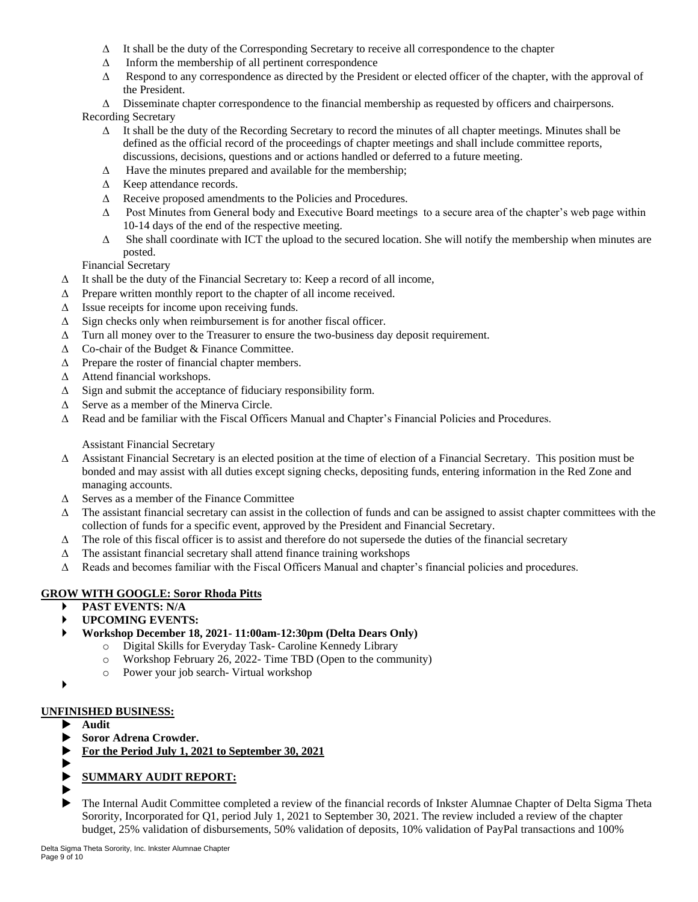- Δ It shall be the duty of the Corresponding Secretary to receive all correspondence to the chapter
- Δ Inform the membership of all pertinent correspondence
- Δ Respond to any correspondence as directed by the President or elected officer of the chapter, with the approval of the President.
- Δ Disseminate chapter correspondence to the financial membership as requested by officers and chairpersons.

Recording Secretary

- Δ It shall be the duty of the Recording Secretary to record the minutes of all chapter meetings. Minutes shall be defined as the official record of the proceedings of chapter meetings and shall include committee reports, discussions, decisions, questions and or actions handled or deferred to a future meeting.
- Δ Have the minutes prepared and available for the membership;
- Δ Keep attendance records.
- Δ Receive proposed amendments to the Policies and Procedures.
- Δ Post Minutes from General body and Executive Board meetings to a secure area of the chapter's web page within 10-14 days of the end of the respective meeting.
- Δ She shall coordinate with ICT the upload to the secured location. She will notify the membership when minutes are posted.

Financial Secretary

- Δ It shall be the duty of the Financial Secretary to: Keep a record of all income,
- Δ Prepare written monthly report to the chapter of all income received.
- Δ Issue receipts for income upon receiving funds.
- Δ Sign checks only when reimbursement is for another fiscal officer.
- Δ Turn all money over to the Treasurer to ensure the two-business day deposit requirement.
- Δ Co-chair of the Budget & Finance Committee.
- Δ Prepare the roster of financial chapter members.
- Δ Attend financial workshops.
- Δ Sign and submit the acceptance of fiduciary responsibility form.
- Δ Serve as a member of the Minerva Circle.
- Δ Read and be familiar with the Fiscal Officers Manual and Chapter's Financial Policies and Procedures.

Assistant Financial Secretary

- Δ Assistant Financial Secretary is an elected position at the time of election of a Financial Secretary. This position must be bonded and may assist with all duties except signing checks, depositing funds, entering information in the Red Zone and managing accounts.
- Δ Serves as a member of the Finance Committee
- Δ The assistant financial secretary can assist in the collection of funds and can be assigned to assist chapter committees with the collection of funds for a specific event, approved by the President and Financial Secretary.
- Δ The role of this fiscal officer is to assist and therefore do not supersede the duties of the financial secretary
- Δ The assistant financial secretary shall attend finance training workshops
- Δ Reads and becomes familiar with the Fiscal Officers Manual and chapter's financial policies and procedures.

**<u>GROW WITH GOOGLE: Soror Rhoda Pitts</u>**

- **PAST EVENTS: N/A**
- **UPCOMING EVENTS:**
- **Workshop December 18, 2021- 11:00am-12:30pm (Delta Dears Only)**
  - Digital Skills for Everyday Task- Caroline Kennedy Library
  - Workshop February 26, 2022- Time TBD (Open to the community)
  - Power your job search- Virtual workshop

**<u>UNFINISHED BUSINESS:</u>**

- **Audit**
- **Soror Adrena Crowder.**
- **<u>For the Period July 1, 2021 to September 30, 2021</u>**
- **<u>SUMMARY AUDIT REPORT:</u>**
- The Internal Audit Committee completed a review of the financial records of Inkster Alumnae Chapter of Delta Sigma Theta Sorority, Incorporated for Q1, period July 1, 2021 to September 30, 2021. The review included a review of the chapter budget, 25% validation of disbursements, 50% validation of deposits, 10% validation of PayPal transactions and 100%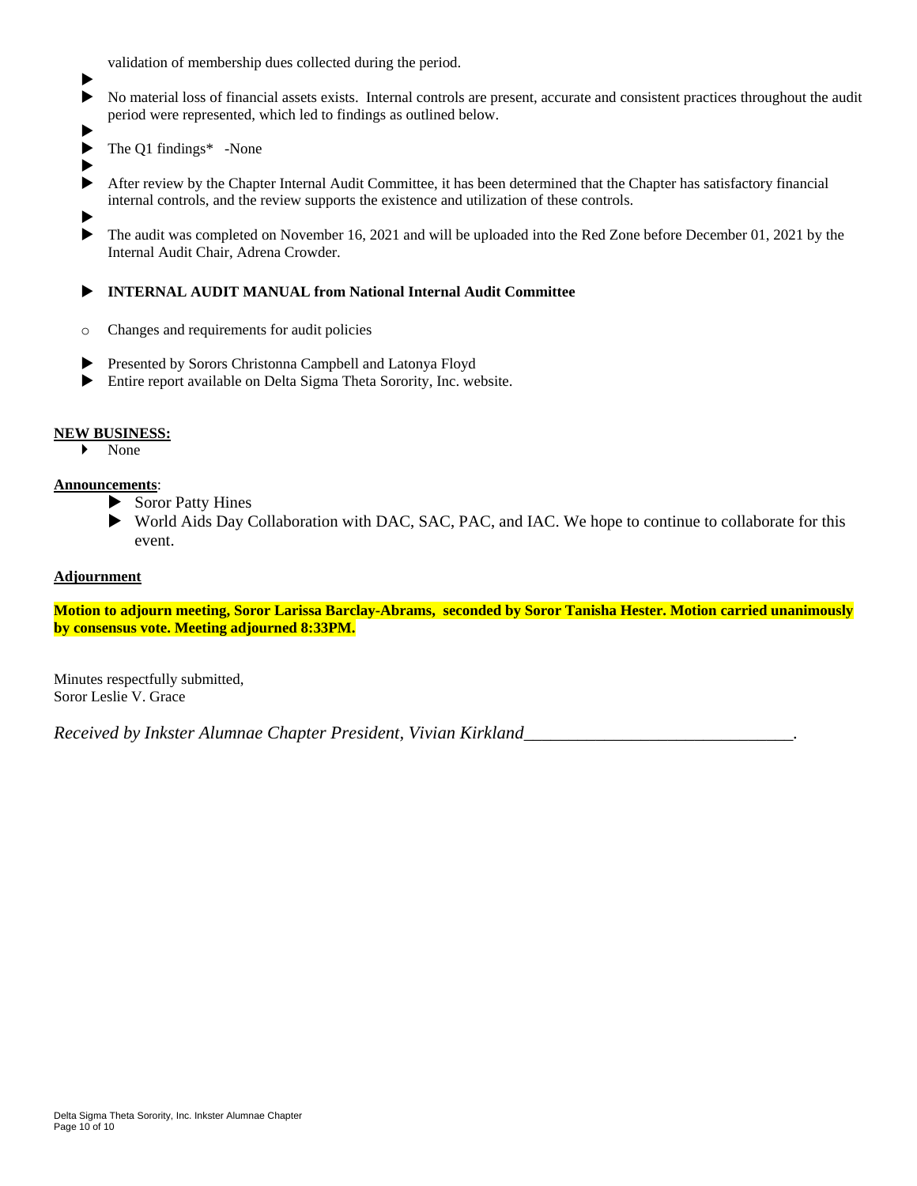validation of membership dues collected during the period.

- No material loss of financial assets exists. Internal controls are present, accurate and consistent practices throughout the audit period were represented, which led to findings as outlined below.
- The Q1 findings* -None
- After review by the Chapter Internal Audit Committee, it has been determined that the Chapter has satisfactory financial internal controls, and the review supports the existence and utilization of these controls.
- The audit was completed on November 16, 2021 and will be uploaded into the Red Zone before December 01, 2021 by the Internal Audit Chair, Adrena Crowder.

- **INTERNAL AUDIT MANUAL from National Internal Audit Committee**

  - Changes and requirements for audit policies

- Presented by Sorors Christonna Campbell and Latonya Floyd
- Entire report available on Delta Sigma Theta Sorority, Inc. website.

**NEW BUSINESS:**

- None

**Announcements**:

- Soror Patty Hines
- World Aids Day Collaboration with DAC, SAC, PAC, and IAC. We hope to continue to collaborate for this event.

**Adjournment**

**Motion to adjourn meeting, Soror Larissa Barclay-Abrams, seconded by Soror Tanisha Hester. Motion carried unanimously by consensus vote. Meeting adjourned 8:33PM.**

Minutes respectfully submitted,
Soror Leslie V. Grace

*Received by Inkster Alumnae Chapter President, Vivian Kirkland*\_\_\_\_\_\_\_\_\_\_\_\_\_\_\_\_\_\_\_\_\_\_\_\_\_\_\_\_\_\_.